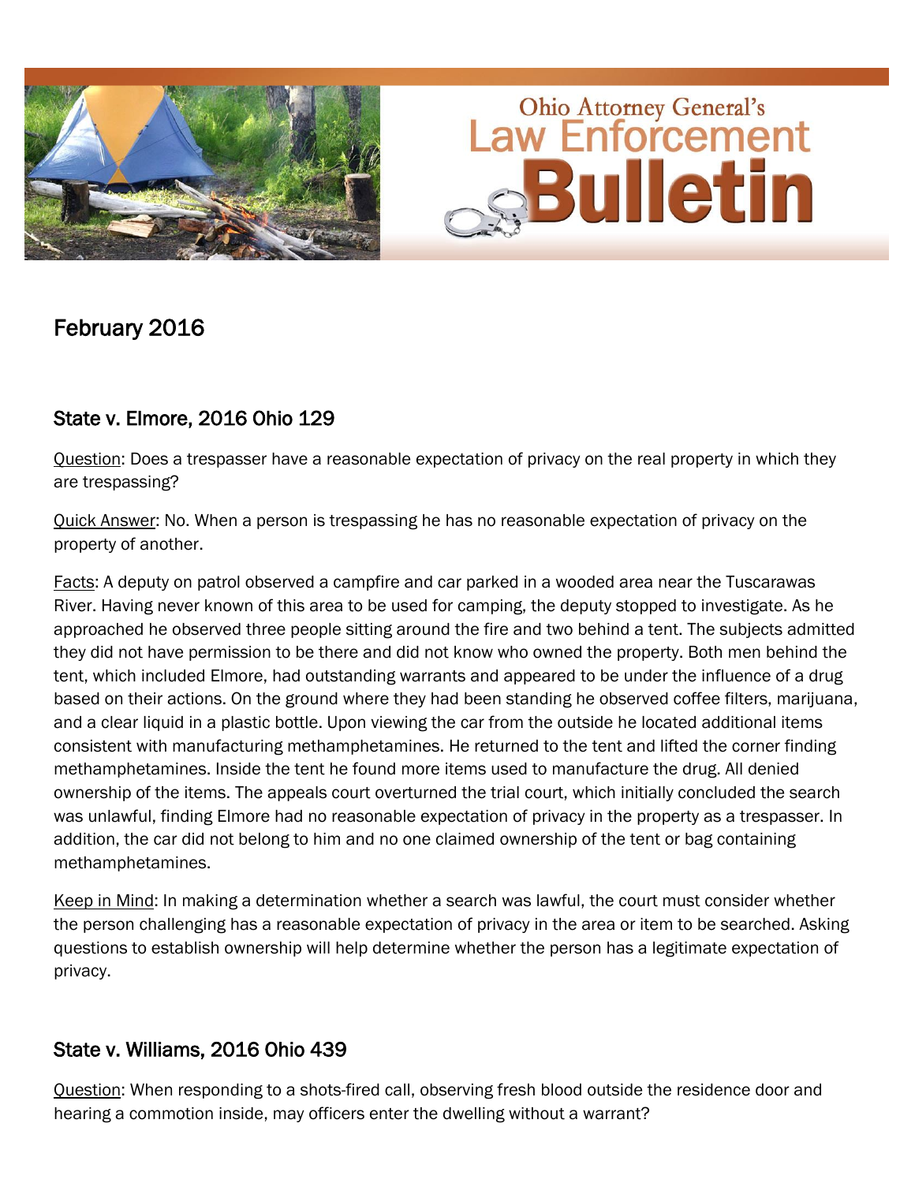# Ohio Attorney General's Law Enforcement Bulletin

## February 2016

### State v. Elmore, 2016 Ohio 129

Question: Does a trespasser have a reasonable expectation of privacy on the real property in which they are trespassing?

Quick Answer: No. When a person is trespassing he has no reasonable expectation of privacy on the property of another.

Facts: A deputy on patrol observed a campfire and car parked in a wooded area near the Tuscarawas River. Having never known of this area to be used for camping, the deputy stopped to investigate. As he approached he observed three people sitting around the fire and two behind a tent. The subjects admitted they did not have permission to be there and did not know who owned the property. Both men behind the tent, which included Elmore, had outstanding warrants and appeared to be under the influence of a drug based on their actions. On the ground where they had been standing he observed coffee filters, marijuana, and a clear liquid in a plastic bottle. Upon viewing the car from the outside he located additional items consistent with manufacturing methamphetamines. He returned to the tent and lifted the corner finding methamphetamines. Inside the tent he found more items used to manufacture the drug. All denied ownership of the items. The appeals court overturned the trial court, which initially concluded the search was unlawful, finding Elmore had no reasonable expectation of privacy in the property as a trespasser. In addition, the car did not belong to him and no one claimed ownership of the tent or bag containing methamphetamines.

Keep in Mind: In making a determination whether a search was lawful, the court must consider whether the person challenging has a reasonable expectation of privacy in the area or item to be searched. Asking questions to establish ownership will help determine whether the person has a legitimate expectation of privacy.

### State v. Williams, 2016 Ohio 439

Question: When responding to a shots-fired call, observing fresh blood outside the residence door and hearing a commotion inside, may officers enter the dwelling without a warrant?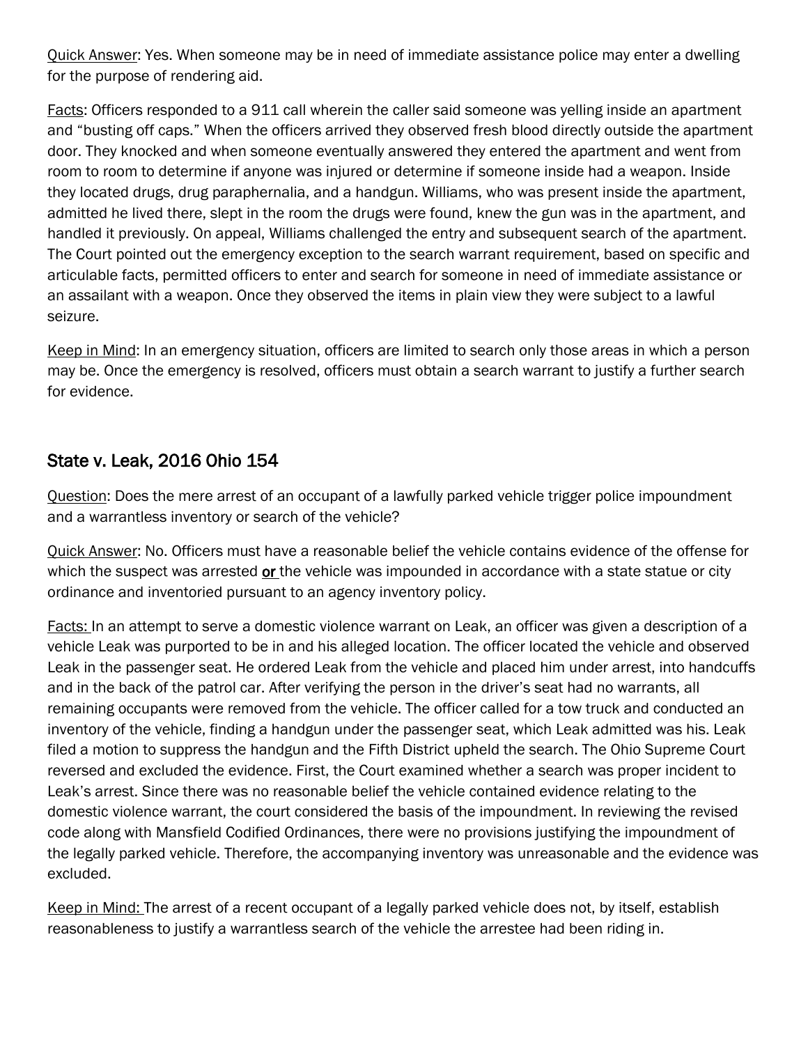<u>Quick Answer</u>: Yes. When someone may be in need of immediate assistance police may enter a dwelling for the purpose of rendering aid.

<u>Facts</u>: Officers responded to a 911 call wherein the caller said someone was yelling inside an apartment and "busting off caps." When the officers arrived they observed fresh blood directly outside the apartment door. They knocked and when someone eventually answered they entered the apartment and went from room to room to determine if anyone was injured or determine if someone inside had a weapon. Inside they located drugs, drug paraphernalia, and a handgun. Williams, who was present inside the apartment, admitted he lived there, slept in the room the drugs were found, knew the gun was in the apartment, and handled it previously. On appeal, Williams challenged the entry and subsequent search of the apartment. The Court pointed out the emergency exception to the search warrant requirement, based on specific and articulable facts, permitted officers to enter and search for someone in need of immediate assistance or an assailant with a weapon. Once they observed the items in plain view they were subject to a lawful seizure.

<u>Keep in Mind</u>: In an emergency situation, officers are limited to search only those areas in which a person may be. Once the emergency is resolved, officers must obtain a search warrant to justify a further search for evidence.

## State v. Leak, 2016 Ohio 154

<u>Question</u>: Does the mere arrest of an occupant of a lawfully parked vehicle trigger police impoundment and a warrantless inventory or search of the vehicle?

<u>Quick Answer</u>: No. Officers must have a reasonable belief the vehicle contains evidence of the offense for which the suspect was arrested **<u>or</u>** the vehicle was impounded in accordance with a state statue or city ordinance and inventoried pursuant to an agency inventory policy.

<u>Facts:</u> In an attempt to serve a domestic violence warrant on Leak, an officer was given a description of a vehicle Leak was purported to be in and his alleged location. The officer located the vehicle and observed Leak in the passenger seat. He ordered Leak from the vehicle and placed him under arrest, into handcuffs and in the back of the patrol car. After verifying the person in the driver's seat had no warrants, all remaining occupants were removed from the vehicle. The officer called for a tow truck and conducted an inventory of the vehicle, finding a handgun under the passenger seat, which Leak admitted was his. Leak filed a motion to suppress the handgun and the Fifth District upheld the search. The Ohio Supreme Court reversed and excluded the evidence. First, the Court examined whether a search was proper incident to Leak's arrest. Since there was no reasonable belief the vehicle contained evidence relating to the domestic violence warrant, the court considered the basis of the impoundment. In reviewing the revised code along with Mansfield Codified Ordinances, there were no provisions justifying the impoundment of the legally parked vehicle. Therefore, the accompanying inventory was unreasonable and the evidence was excluded.

<u>Keep in Mind:</u> The arrest of a recent occupant of a legally parked vehicle does not, by itself, establish reasonableness to justify a warrantless search of the vehicle the arrestee had been riding in.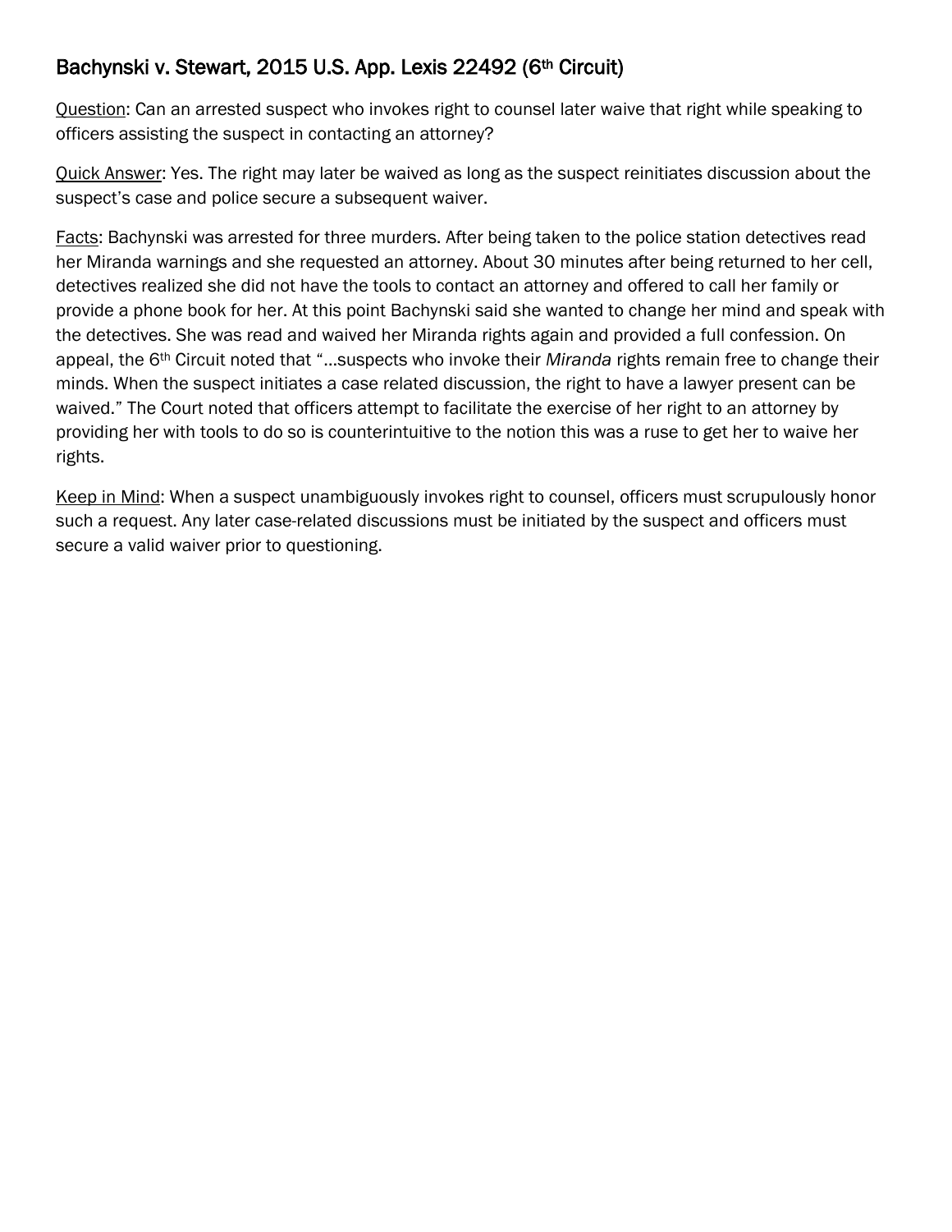## Bachynski v. Stewart, 2015 U.S. App. Lexis 22492 (6th Circuit)

Question: Can an arrested suspect who invokes right to counsel later waive that right while speaking to officers assisting the suspect in contacting an attorney?

Quick Answer: Yes. The right may later be waived as long as the suspect reinitiates discussion about the suspect's case and police secure a subsequent waiver.

Facts: Bachynski was arrested for three murders. After being taken to the police station detectives read her Miranda warnings and she requested an attorney. About 30 minutes after being returned to her cell, detectives realized she did not have the tools to contact an attorney and offered to call her family or provide a phone book for her. At this point Bachynski said she wanted to change her mind and speak with the detectives. She was read and waived her Miranda rights again and provided a full confession. On appeal, the 6th Circuit noted that "…suspects who invoke their *Miranda* rights remain free to change their minds. When the suspect initiates a case related discussion, the right to have a lawyer present can be waived." The Court noted that officers attempt to facilitate the exercise of her right to an attorney by providing her with tools to do so is counterintuitive to the notion this was a ruse to get her to waive her rights.

Keep in Mind: When a suspect unambiguously invokes right to counsel, officers must scrupulously honor such a request. Any later case-related discussions must be initiated by the suspect and officers must secure a valid waiver prior to questioning.